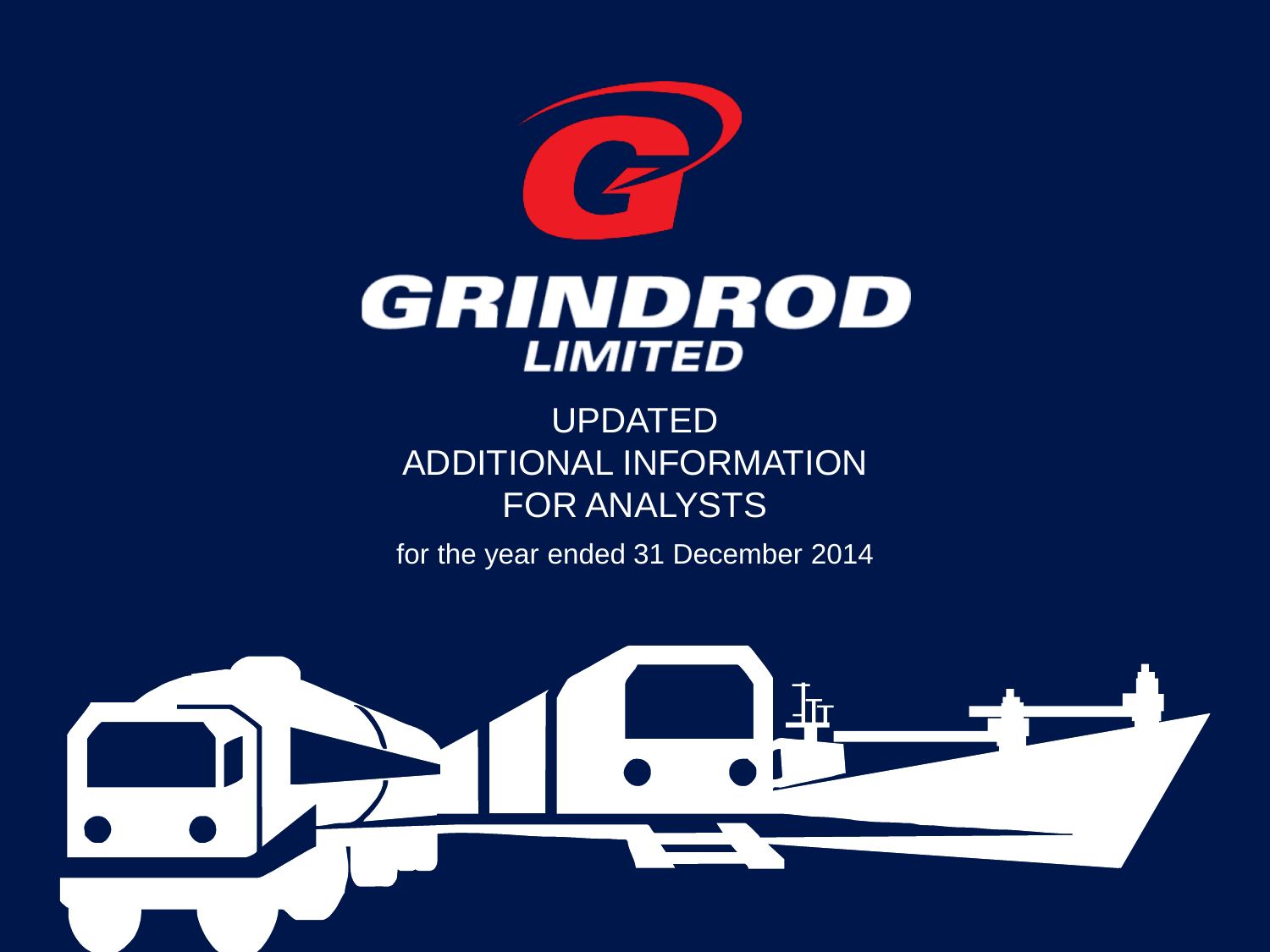# GRINDROD LIMITED

## UPDATED ADDITIONAL INFORMATION FOR ANALYSTS

for the year ended 31 December 2014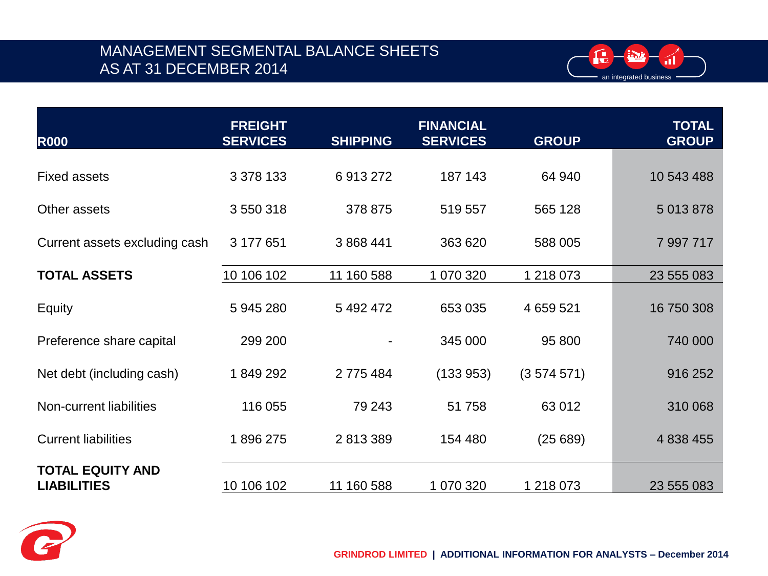# MANAGEMENT SEGMENTAL BALANCE SHEETS AS AT 31 DECEMBER 2014

| R000 | FREIGHT SERVICES | SHIPPING | FINANCIAL SERVICES | GROUP | TOTAL GROUP |
|---|---|---|---|---|---|
| Fixed assets | 3 378 133 | 6 913 272 | 187 143 | 64 940 | 10 543 488 |
| Other assets | 3 550 318 | 378 875 | 519 557 | 565 128 | 5 013 878 |
| Current assets excluding cash | 3 177 651 | 3 868 441 | 363 620 | 588 005 | 7 997 717 |
| **TOTAL ASSETS** | 10 106 102 | 11 160 588 | 1 070 320 | 1 218 073 | 23 555 083 |
| Equity | 5 945 280 | 5 492 472 | 653 035 | 4 659 521 | 16 750 308 |
| Preference share capital | 299 200 | - | 345 000 | 95 800 | 740 000 |
| Net debt (including cash) | 1 849 292 | 2 775 484 | (133 953) | (3 574 571) | 916 252 |
| Non-current liabilities | 116 055 | 79 243 | 51 758 | 63 012 | 310 068 |
| Current liabilities | 1 896 275 | 2 813 389 | 154 480 | (25 689) | 4 838 455 |
| **TOTAL EQUITY AND LIABILITIES** | 10 106 102 | 11 160 588 | 1 070 320 | 1 218 073 | 23 555 083 |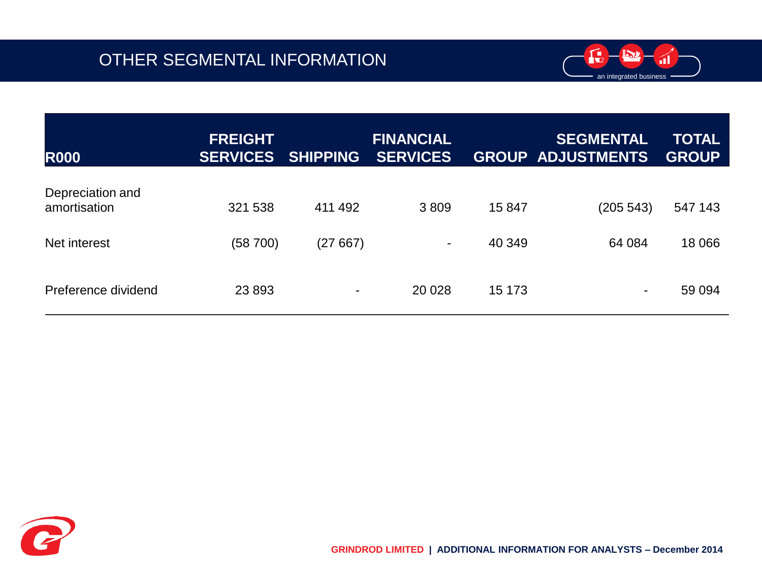# OTHER SEGMENTAL INFORMATION

| R000 | FREIGHT SERVICES | SHIPPING | FINANCIAL SERVICES | GROUP | SEGMENTAL ADJUSTMENTS | TOTAL GROUP |
|---|---|---|---|---|---|---|
| Depreciation and amortisation | 321 538 | 411 492 | 3 809 | 15 847 | (205 543) | 547 143 |
| Net interest | (58 700) | (27 667) | - | 40 349 | 64 084 | 18 066 |
| Preference dividend | 23 893 | - | 20 028 | 15 173 | - | 59 094 |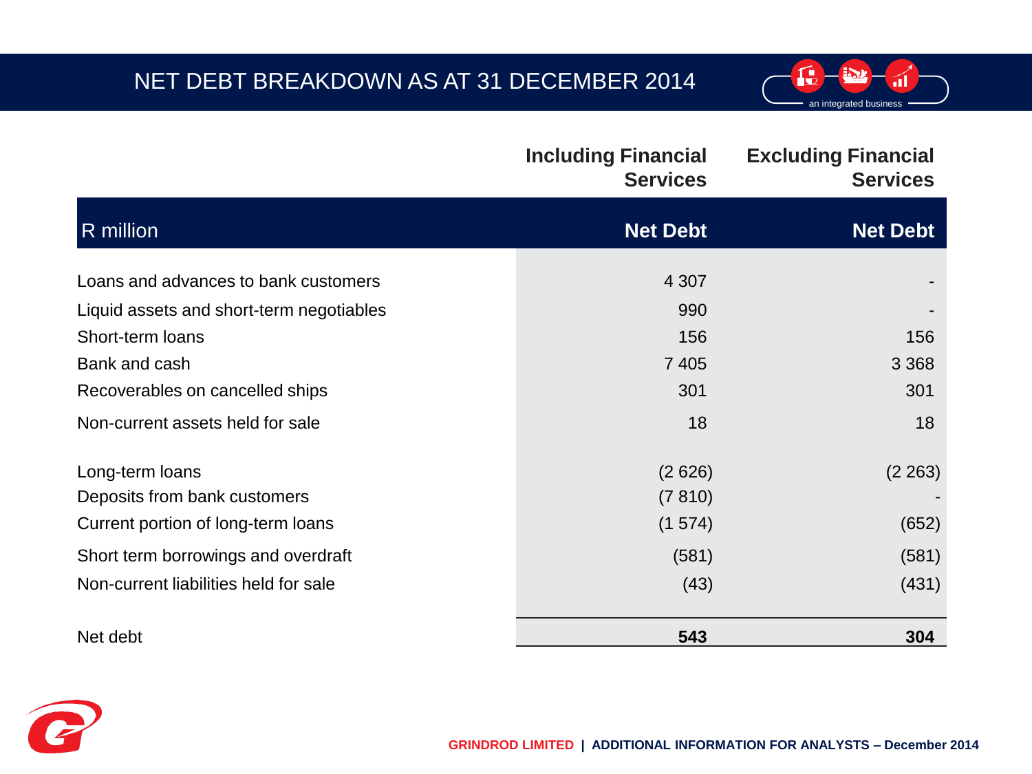# NET DEBT BREAKDOWN AS AT 31 DECEMBER 2014

| | Including Financial Services | Excluding Financial Services |
|---|---|---|
| R million | Net Debt | Net Debt |
| Loans and advances to bank customers | 4 307 | - |
| Liquid assets and short-term negotiables | 990 | - |
| Short-term loans | 156 | 156 |
| Bank and cash | 7 405 | 3 368 |
| Recoverables on cancelled ships | 301 | 301 |
| Non-current assets held for sale | 18 | 18 |
| Long-term loans | (2 626) | (2 263) |
| Deposits from bank customers | (7 810) | - |
| Current portion of long-term loans | (1 574) | (652) |
| Short term borrowings and overdraft | (581) | (581) |
| Non-current liabilities held for sale | (43) | (431) |
| Net debt | **543** | **304** |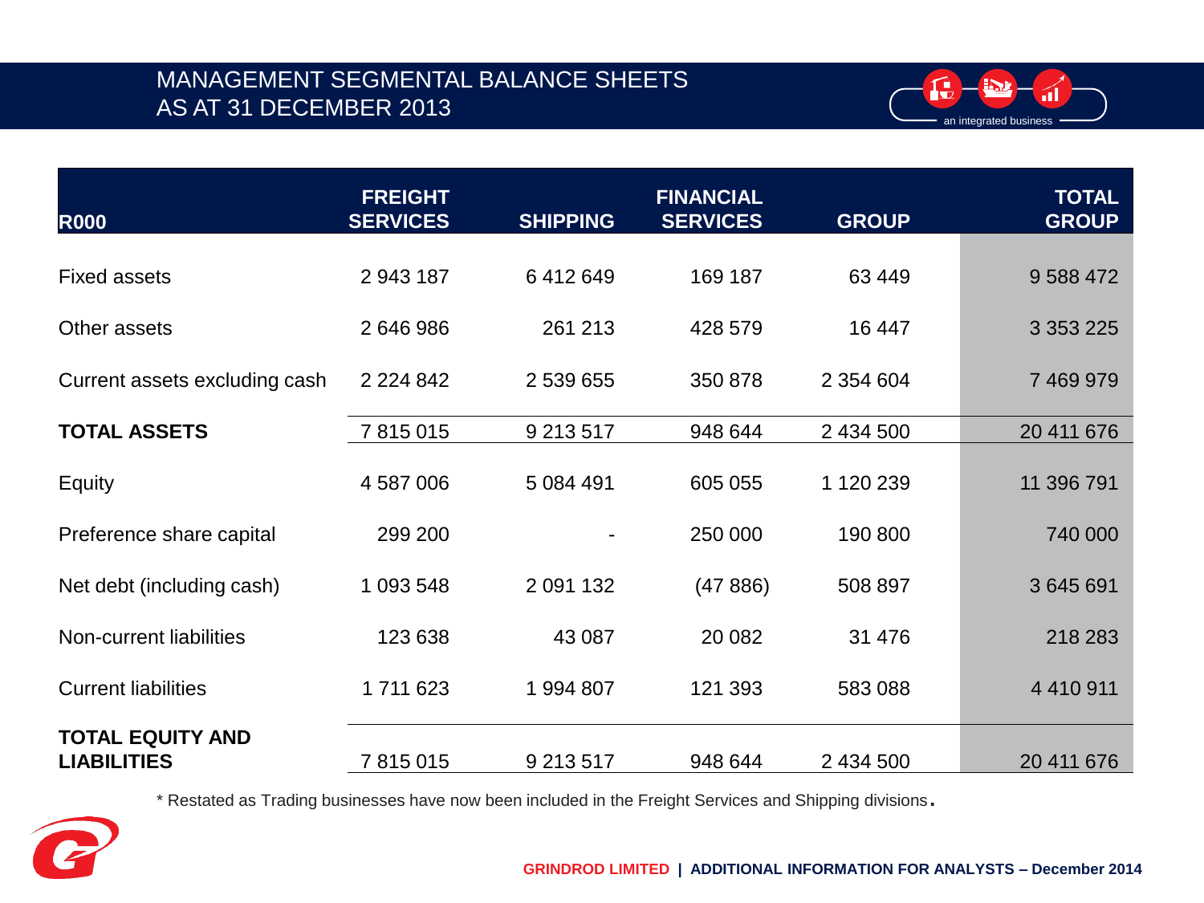# MANAGEMENT SEGMENTAL BALANCE SHEETS AS AT 31 DECEMBER 2013

| R000 | FREIGHT SERVICES | SHIPPING | FINANCIAL SERVICES | GROUP | TOTAL GROUP |
|---|---|---|---|---|---|
| Fixed assets | 2 943 187 | 6 412 649 | 169 187 | 63 449 | 9 588 472 |
| Other assets | 2 646 986 | 261 213 | 428 579 | 16 447 | 3 353 225 |
| Current assets excluding cash | 2 224 842 | 2 539 655 | 350 878 | 2 354 604 | 7 469 979 |
| **TOTAL ASSETS** | 7 815 015 | 9 213 517 | 948 644 | 2 434 500 | 20 411 676 |
| Equity | 4 587 006 | 5 084 491 | 605 055 | 1 120 239 | 11 396 791 |
| Preference share capital | 299 200 | - | 250 000 | 190 800 | 740 000 |
| Net debt (including cash) | 1 093 548 | 2 091 132 | (47 886) | 508 897 | 3 645 691 |
| Non-current liabilities | 123 638 | 43 087 | 20 082 | 31 476 | 218 283 |
| Current liabilities | 1 711 623 | 1 994 807 | 121 393 | 583 088 | 4 410 911 |
| **TOTAL EQUITY AND LIABILITIES** | 7 815 015 | 9 213 517 | 948 644 | 2 434 500 | 20 411 676 |

* Restated as Trading businesses have now been included in the Freight Services and Shipping divisions.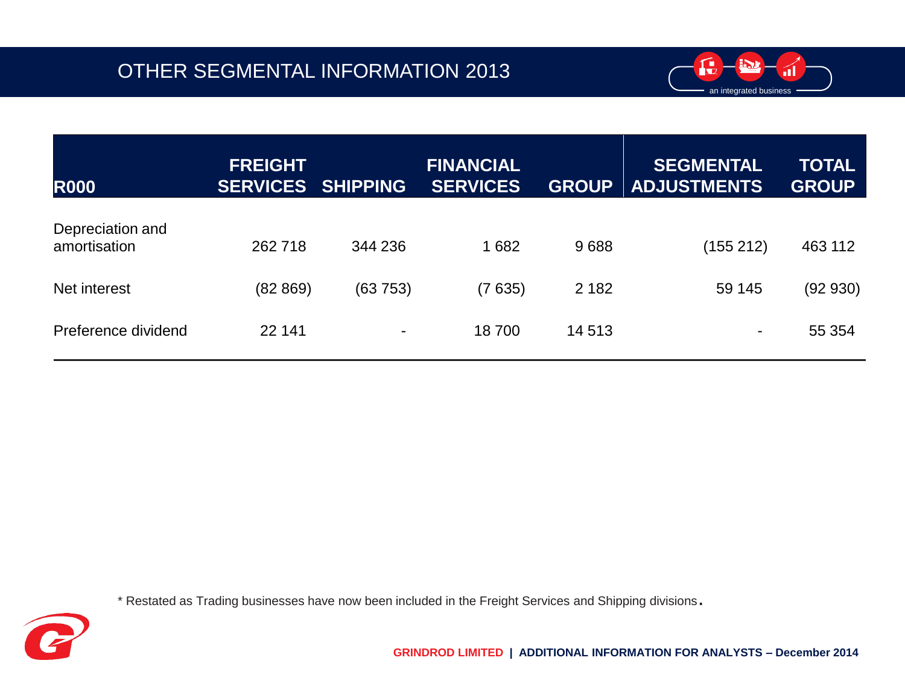# OTHER SEGMENTAL INFORMATION 2013

| R000 | FREIGHT SERVICES | SHIPPING | FINANCIAL SERVICES | GROUP | SEGMENTAL ADJUSTMENTS | TOTAL GROUP |
|---|---|---|---|---|---|---|
| Depreciation and amortisation | 262 718 | 344 236 | 1 682 | 9 688 | (155 212) | 463 112 |
| Net interest | (82 869) | (63 753) | (7 635) | 2 182 | 59 145 | (92 930) |
| Preference dividend | 22 141 | - | 18 700 | 14 513 | - | 55 354 |

* Restated as Trading businesses have now been included in the Freight Services and Shipping divisions.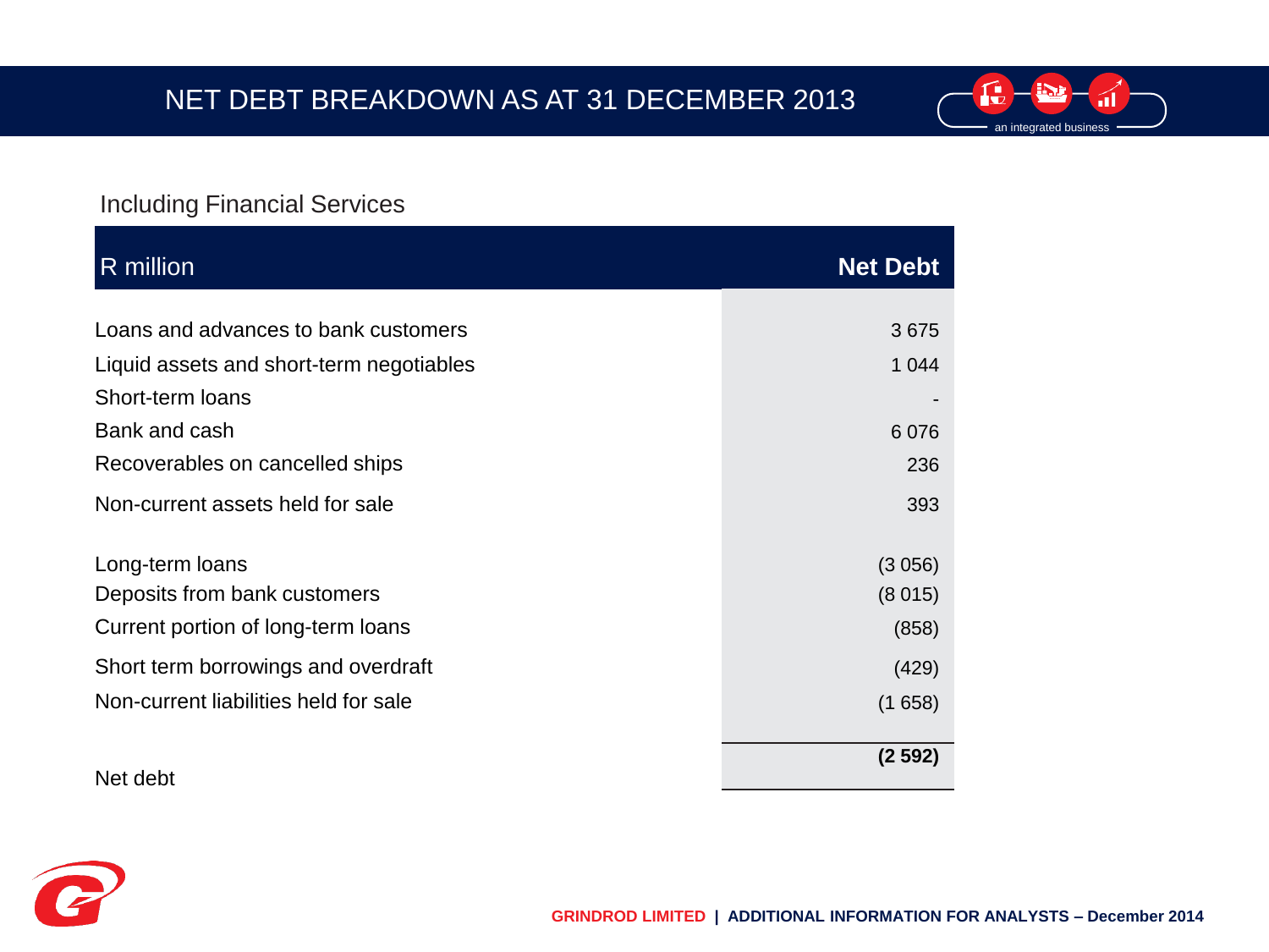# NET DEBT BREAKDOWN AS AT 31 DECEMBER 2013

Including Financial Services

| R million | Net Debt |
|---|---|
| Loans and advances to bank customers | 3 675 |
| Liquid assets and short-term negotiables | 1 044 |
| Short-term loans | - |
| Bank and cash | 6 076 |
| Recoverables on cancelled ships | 236 |
| Non-current assets held for sale | 393 |
| Long-term loans | (3 056) |
| Deposits from bank customers | (8 015) |
| Current portion of long-term loans | (858) |
| Short term borrowings and overdraft | (429) |
| Non-current liabilities held for sale | (1 658) |
| Net debt | **(2 592)** |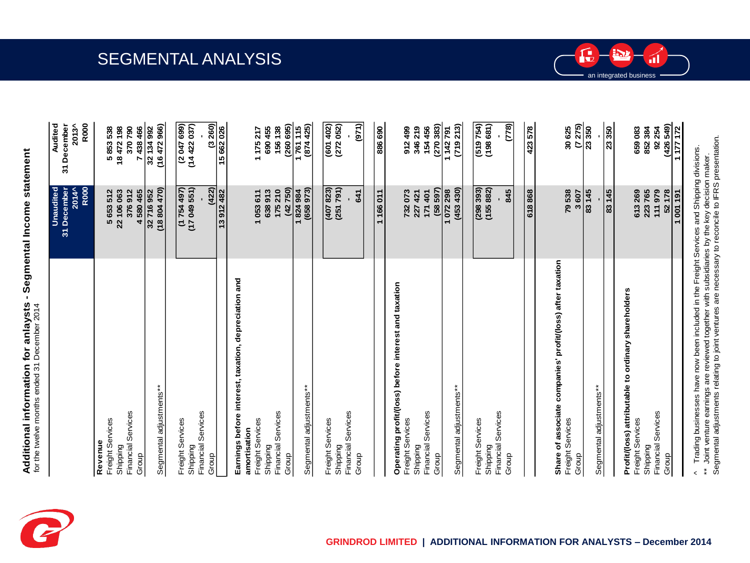# SEGMENTAL ANALYSIS

## Additional information for anlaysts - Segmental Income statement

for the twelve months ended 31 December 2014

| | Unaudited 31 December 2014^ R000 | Audited 31 December 2013^ R000 |
|---|---|---|
| **Revenue** | | |
| Freight Services | 5 653 512 | 5 853 538 |
| Shipping | 22 106 063 | 18 472 198 |
| Financial Services | 376 912 | 370 790 |
| Group | 4 580 465 | 7 438 466 |
| | 32 716 952 | 32 134 992 |
| Segmental adjustments** | (18 804 470) | (16 472 966) |
| Freight Services | (1 754 497) | (2 047 699) |
| Shipping | (17 049 551) | (14 422 037) |
| Financial Services | - | - |
| Group | (422) | (3 260) |
| | 13 912 482 | 15 662 026 |
| **Earnings before interest, taxation, depreciation and amortisation** | | |
| Freight Services | 1 053 611 | 1 175 217 |
| Shipping | 638 913 | 690 455 |
| Financial Services | 175 210 | 156 138 |
| Group | (42 750) | (260 695) |
| | 1 824 984 | 1 761 115 |
| Segmental adjustments** | (658 973) | (874 425) |
| Freight Services | (407 823) | (601 402) |
| Shipping | (251 791) | (272 052) |
| Financial Services | - | - |
| Group | 641 | (971) |
| | 1 166 011 | 886 690 |
| **Operating profit/(loss) before interest and taxation** | | |
| Freight Services | 732 073 | 912 499 |
| Shipping | 227 421 | 346 219 |
| Financial Services | 171 401 | 154 456 |
| Group | (58 597) | (270 383) |
| | 1 072 298 | 1 142 791 |
| Segmental adjustments** | (453 430) | (719 213) |
| Freight Services | (298 393) | (519 754) |
| Shipping | (155 882) | (198 681) |
| Financial Services | - | - |
| Group | 845 | (778) |
| | 618 868 | 423 578 |
| **Share of associate companies' profit/(loss) after taxation** | | |
| Freight Services | 79 538 | 30 625 |
| Group | 3 607 | (7 275) |
| | 83 145 | 23 350 |
| Segmental adjustments** | - | - |
| | 83 145 | 23 350 |
| **Profit/(loss) attributable to ordinary shareholders** | | |
| Freight Services | 613 269 | 659 083 |
| Shipping | 223 765 | 852 384 |
| Financial Services | 111 979 | 92 254 |
| Group | 52 178 | (426 549) |
| | 1 001 191 | 1 177 172 |

^ Trading businesses have now been included in the Freight Services and Shipping divisions.

** Joint venture earnings are reviewed together with subsidiaries by the key decision maker.

Segmental adjustments relating to joint ventures are necessary to reconcile to IFRS presentation.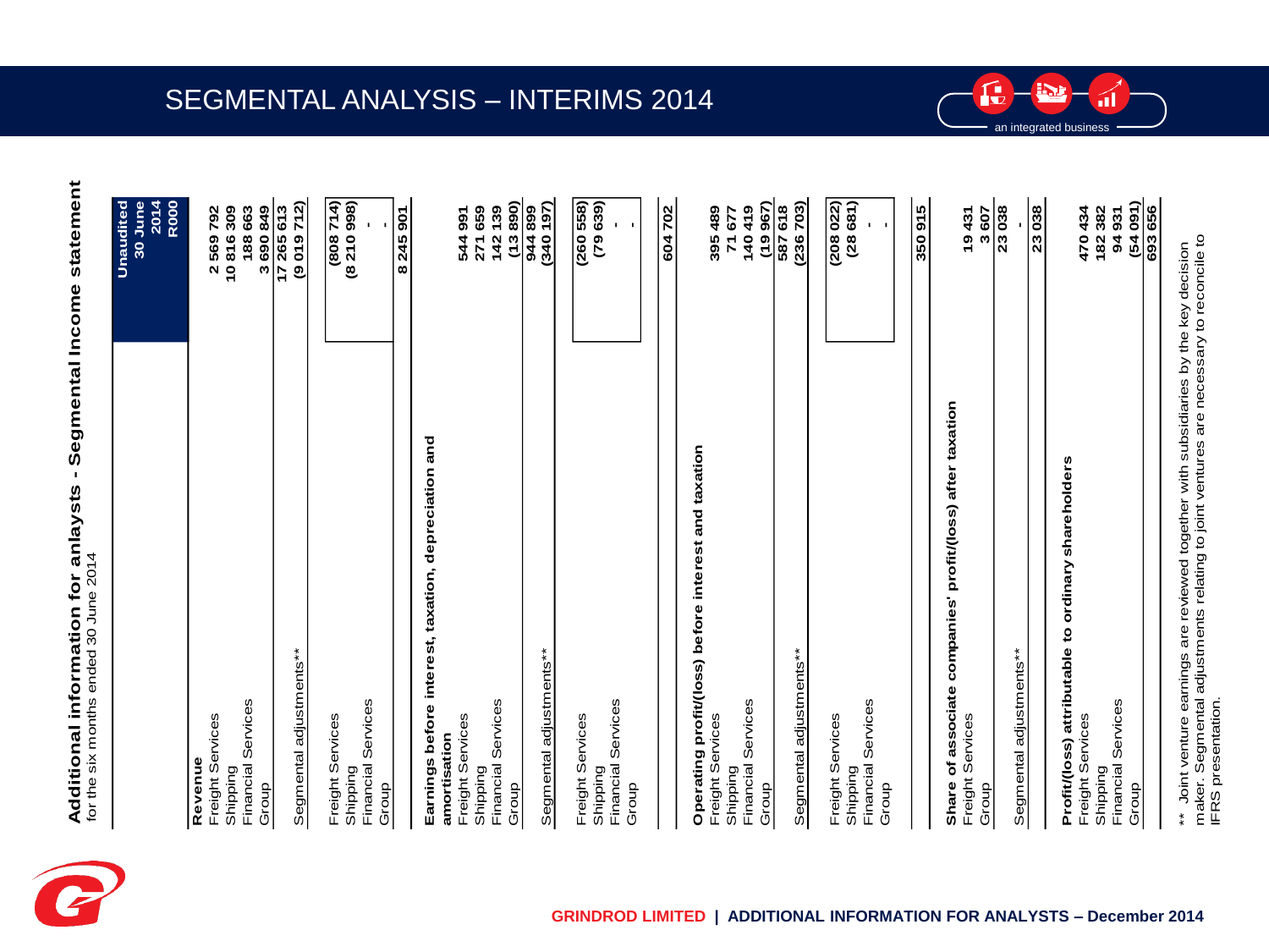# SEGMENTAL ANALYSIS – INTERIMS 2014

## Additional information for anlaysts - Segmental Income statement

for the six months ended 30 June 2014

| | Unaudited 30 June 2014 R000 |
|---|---|
| **Revenue** | |
| Freight Services | 2 569 792 |
| Shipping | 10 816 309 |
| Financial Services | 188 663 |
| Group | 3 690 849 |
| | 17 265 613 |
| Segmental adjustments** | (9 019 712) |
| Freight Services | (808 714) |
| Shipping | (8 210 998) |
| Financial Services | - |
| Group | - |
| | 8 245 901 |
| **Earnings before interest, taxation, depreciation and amortisation** | |
| Freight Services | 544 991 |
| Shipping | 271 659 |
| Financial Services | 142 139 |
| Group | (13 890) |
| | 944 899 |
| Segmental adjustments** | (340 197) |
| Freight Services | (260 558) |
| Shipping | (79 639) |
| Financial Services | - |
| Group | - |
| | 604 702 |
| **Operating profit/(loss) before interest and taxation** | |
| Freight Services | 395 489 |
| Shipping | 71 677 |
| Financial Services | 140 419 |
| Group | (19 967) |
| | 587 618 |
| Segmental adjustments** | (236 703) |
| Freight Services | (208 022) |
| Shipping | (28 681) |
| Financial Services | - |
| Group | - |
| | 350 915 |
| **Share of associate companies' profit/(loss) after taxation** | |
| Freight Services | 19 431 |
| Group | 3 607 |
| | 23 038 |
| Segmental adjustments** | - |
| | 23 038 |
| **Profit/(loss) attributable to ordinary shareholders** | |
| Freight Services | 470 434 |
| Shipping | 182 382 |
| Financial Services | 94 931 |
| Group | (54 091) |
| | 693 656 |

** Joint venture earnings are reviewed together with subsidiaries by the key decision maker. Segmental adjustments relating to joint ventures are necessary to reconcile to IFRS presentation.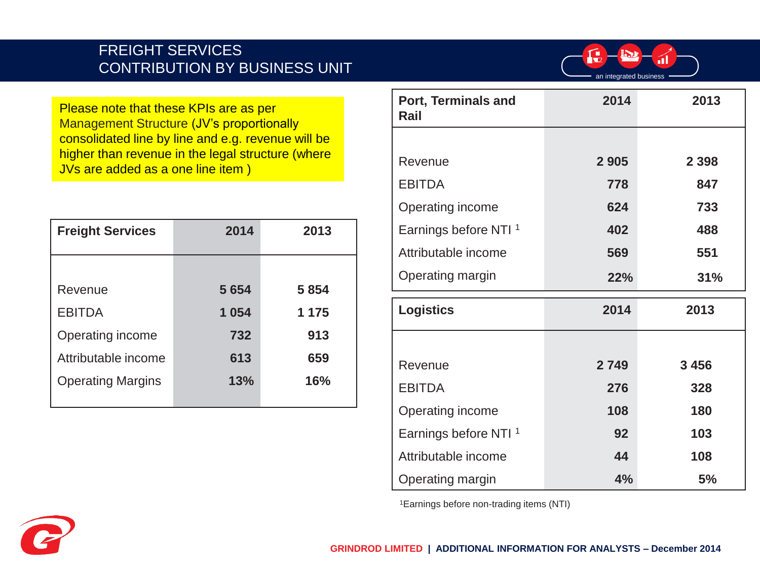# FREIGHT SERVICES
## CONTRIBUTION BY BUSINESS UNIT

Please note that these KPIs are as per Management Structure (JV's proportionally consolidated line by line and e.g. revenue will be higher than revenue in the legal structure (where JVs are added as a one line item )

| Freight Services | 2014 | 2013 |
|---|---|---|
| Revenue | 5 654 | 5 854 |
| EBITDA | 1 054 | 1 175 |
| Operating income | 732 | 913 |
| Attributable income | 613 | 659 |
| Operating Margins | 13% | 16% |

| Port, Terminals and Rail | 2014 | 2013 |
|---|---|---|
| Revenue | 2 905 | 2 398 |
| EBITDA | 778 | 847 |
| Operating income | 624 | 733 |
| Earnings before NTI [1] | 402 | 488 |
| Attributable income | 569 | 551 |
| Operating margin | 22% | 31% |

| Logistics | 2014 | 2013 |
|---|---|---|
| Revenue | 2 749 | 3 456 |
| EBITDA | 276 | 328 |
| Operating income | 108 | 180 |
| Earnings before NTI [1] | 92 | 103 |
| Attributable income | 44 | 108 |
| Operating margin | 4% | 5% |

[1] Earnings before non-trading items (NTI)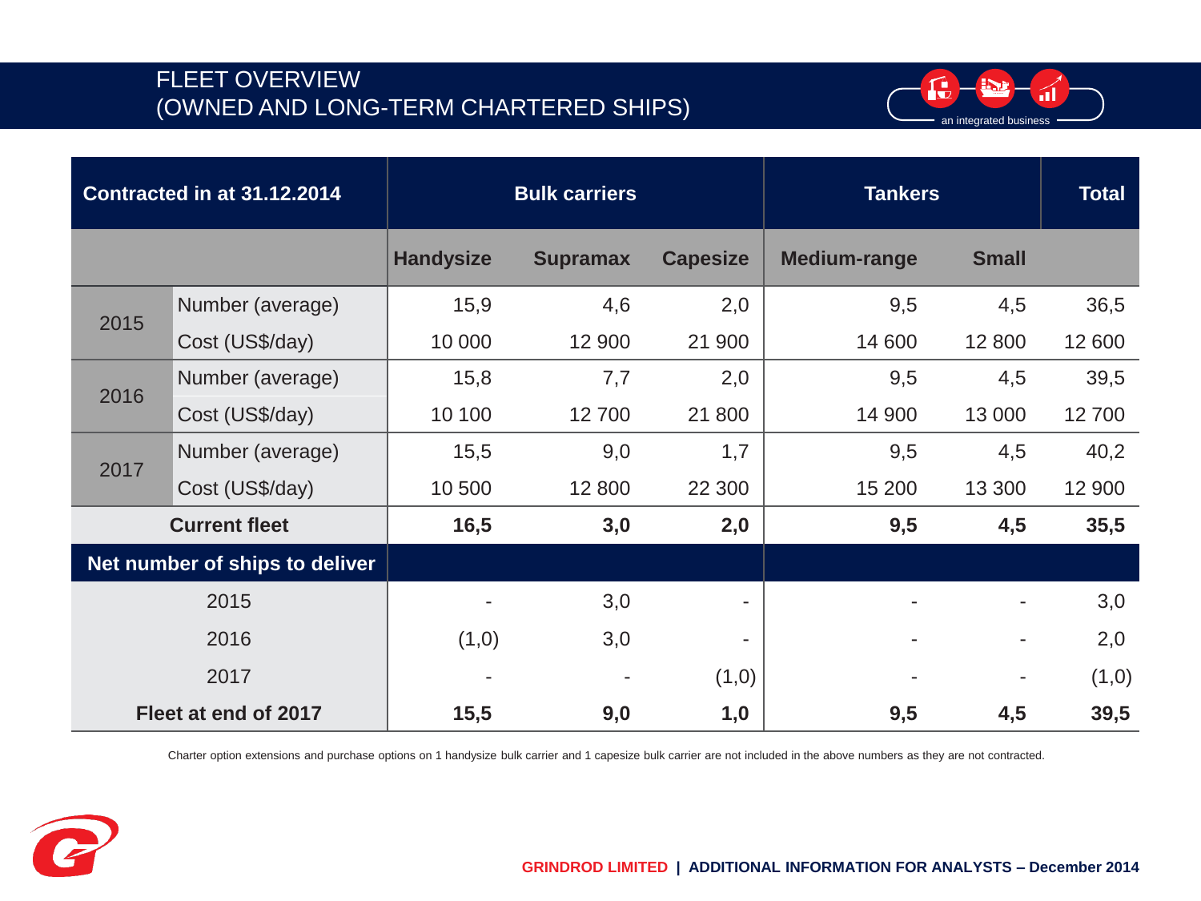# FLEET OVERVIEW
# (OWNED AND LONG-TERM CHARTERED SHIPS)

an integrated business

| Contracted in at 31.12.2014 | | Bulk carriers | | | Tankers | | Total |
|---|---|---|---|---|---|---|---|
| | | Handysize | Supramax | Capesize | Medium-range | Small | |
| 2015 | Number (average) | 15,9 | 4,6 | 2,0 | 9,5 | 4,5 | 36,5 |
| | Cost (US$/day) | 10 000 | 12 900 | 21 900 | 14 600 | 12 800 | 12 600 |
| 2016 | Number (average) | 15,8 | 7,7 | 2,0 | 9,5 | 4,5 | 39,5 |
| | Cost (US$/day) | 10 100 | 12 700 | 21 800 | 14 900 | 13 000 | 12 700 |
| 2017 | Number (average) | 15,5 | 9,0 | 1,7 | 9,5 | 4,5 | 40,2 |
| | Cost (US$/day) | 10 500 | 12 800 | 22 300 | 15 200 | 13 300 | 12 900 |
| **Current fleet** | | **16,5** | **3,0** | **2,0** | **9,5** | **4,5** | **35,5** |
| **Net number of ships to deliver** | | | | | | | |
| 2015 | | - | 3,0 | - | - | - | 3,0 |
| 2016 | | (1,0) | 3,0 | - | - | - | 2,0 |
| 2017 | | - | - | (1,0) | - | - | (1,0) |
| **Fleet at end of 2017** | | **15,5** | **9,0** | **1,0** | **9,5** | **4,5** | **39,5** |

Charter option extensions and purchase options on 1 handysize bulk carrier and 1 capesize bulk carrier are not included in the above numbers as they are not contracted.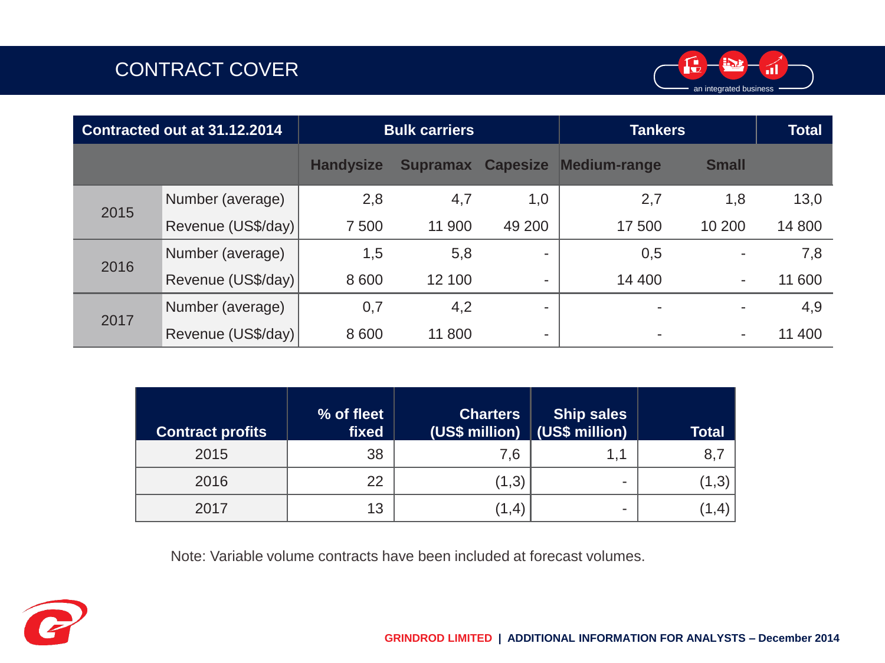# CONTRACT COVER

| Contracted out at 31.12.2014 | | Bulk carriers | | | Tankers | | Total |
|---|---|---|---|---|---|---|---|
| | | Handysize | Supramax | Capesize | Medium-range | Small | |
| 2015 | Number (average) | 2,8 | 4,7 | 1,0 | 2,7 | 1,8 | 13,0 |
| | Revenue (US$/day) | 7 500 | 11 900 | 49 200 | 17 500 | 10 200 | 14 800 |
| 2016 | Number (average) | 1,5 | 5,8 | - | 0,5 | - | 7,8 |
| | Revenue (US$/day) | 8 600 | 12 100 | - | 14 400 | - | 11 600 |
| 2017 | Number (average) | 0,7 | 4,2 | - | - | - | 4,9 |
| | Revenue (US$/day) | 8 600 | 11 800 | - | - | - | 11 400 |

| Contract profits | % of fleet fixed | Charters (US$ million) | Ship sales (US$ million) | Total |
|---|---|---|---|---|
| 2015 | 38 | 7,6 | 1,1 | 8,7 |
| 2016 | 22 | (1,3) | - | (1,3) |
| 2017 | 13 | (1,4) | - | (1,4) |

Note: Variable volume contracts have been included at forecast volumes.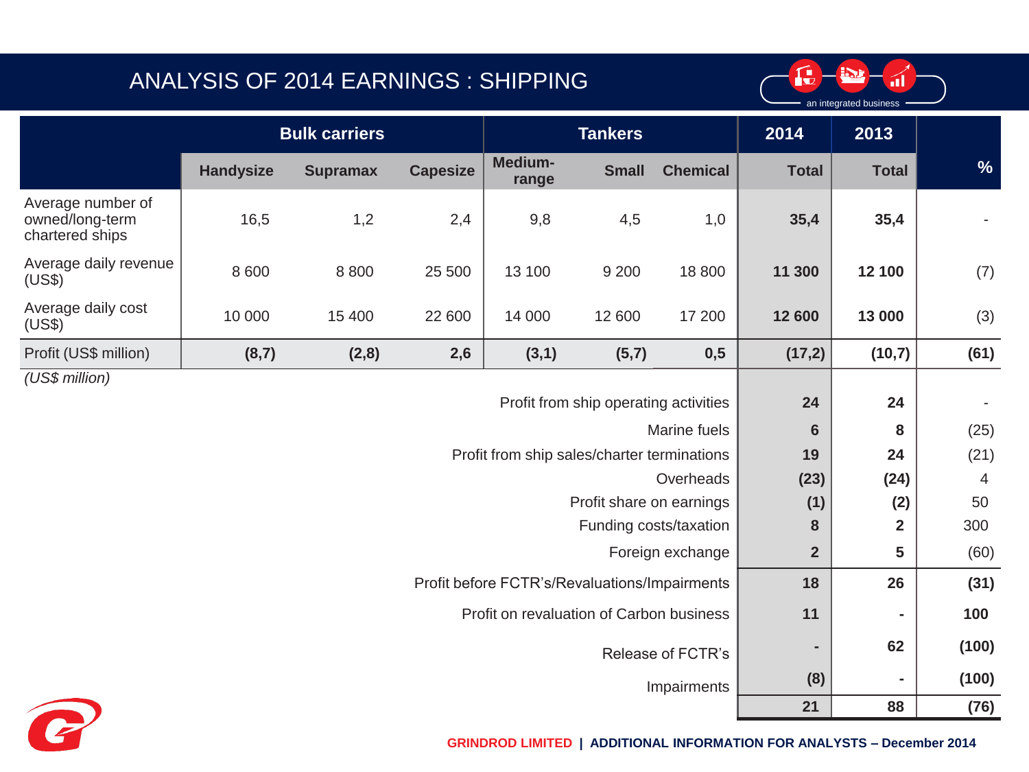# ANALYSIS OF 2014 EARNINGS : SHIPPING

| | Bulk carriers | | | Tankers | | | 2014 | 2013 | |
|---|---|---|---|---|---|---|---|---|---|
| | Handysize | Supramax | Capesize | Medium-range | Small | Chemical | Total | Total | % |
| Average number of owned/long-term chartered ships | 16,5 | 1,2 | 2,4 | 9,8 | 4,5 | 1,0 | **35,4** | **35,4** | - |
| Average daily revenue (US$) | 8 600 | 8 800 | 25 500 | 13 100 | 9 200 | 18 800 | **11 300** | **12 100** | (7) |
| Average daily cost (US$) | 10 000 | 15 400 | 22 600 | 14 000 | 12 600 | 17 200 | **12 600** | **13 000** | (3) |
| Profit (US$ million) | **(8,7)** | **(2,8)** | **2,6** | **(3,1)** | **(5,7)** | **0,5** | **(17,2)** | **(10,7)** | **(61)** |

*(US$ million)*

| | 2014 | 2013 | % |
|---|---|---|---|
| Profit from ship operating activities | **24** | **24** | - |
| Marine fuels | **6** | **8** | (25) |
| Profit from ship sales/charter terminations | **19** | **24** | (21) |
| Overheads | **(23)** | **(24)** | 4 |
| Profit share on earnings | **(1)** | **(2)** | 50 |
| Funding costs/taxation | **8** | **2** | 300 |
| Foreign exchange | **2** | **5** | (60) |
| Profit before FCTR's/Revaluations/Impairments | **18** | **26** | **(31)** |
| Profit on revaluation of Carbon business | **11** | **-** | **100** |
| Release of FCTR's | **-** | **62** | **(100)** |
| Impairments | **(8)** | **-** | **(100)** |
| | **21** | **88** | **(76)** |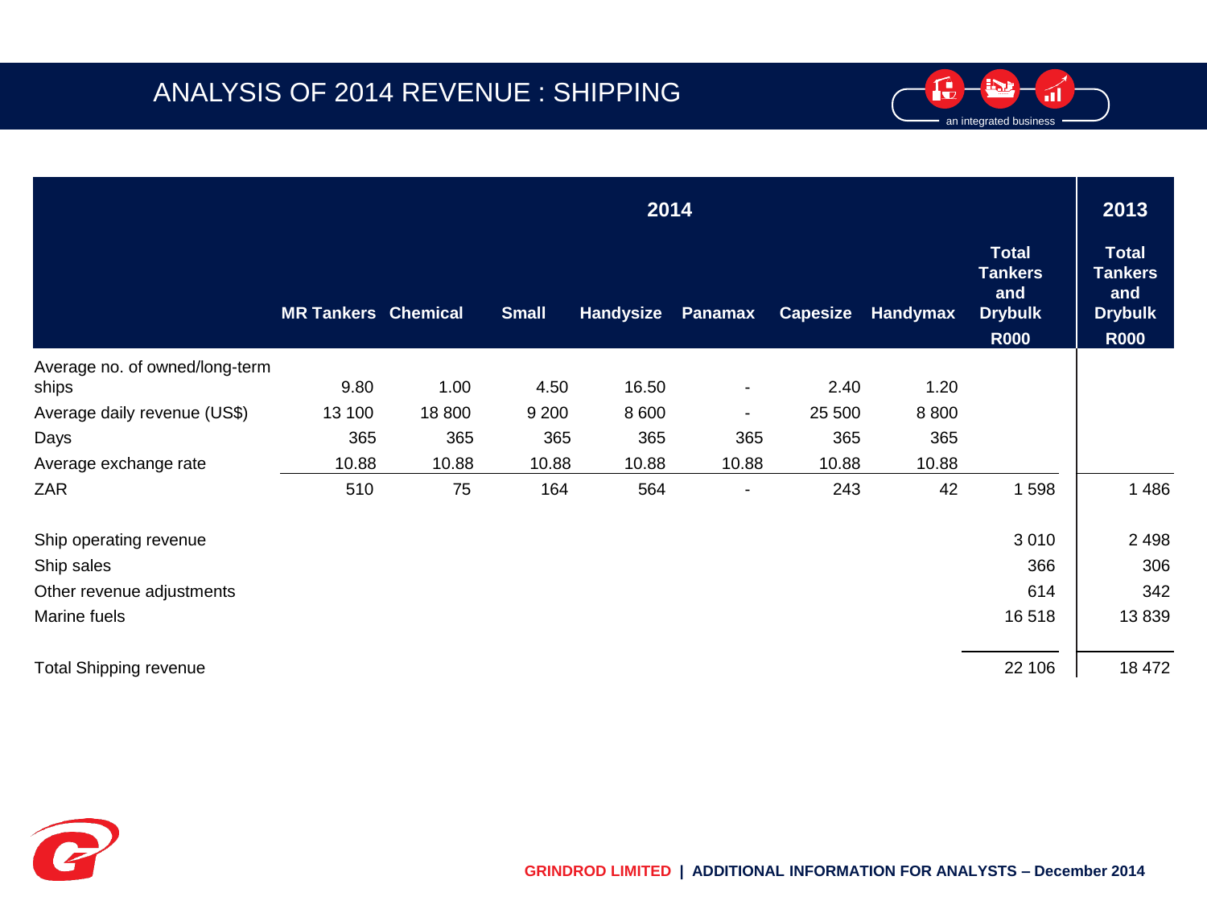# ANALYSIS OF 2014 REVENUE : SHIPPING

| | 2014 | | | | | | | | 2013 |
|---|---|---|---|---|---|---|---|---|---|
| | MR Tankers | Chemical | Small | Handysize | Panamax | Capesize | Handymax | Total Tankers and Drybulk R000 | Total Tankers and Drybulk R000 |
| Average no. of owned/long-term ships | 9.80 | 1.00 | 4.50 | 16.50 | - | 2.40 | 1.20 | | |
| Average daily revenue (US$) | 13 100 | 18 800 | 9 200 | 8 600 | - | 25 500 | 8 800 | | |
| Days | 365 | 365 | 365 | 365 | 365 | 365 | 365 | | |
| Average exchange rate | 10.88 | 10.88 | 10.88 | 10.88 | 10.88 | 10.88 | 10.88 | | |
| ZAR | 510 | 75 | 164 | 564 | - | 243 | 42 | 1 598 | 1 486 |
| Ship operating revenue | | | | | | | | 3 010 | 2 498 |
| Ship sales | | | | | | | | 366 | 306 |
| Other revenue adjustments | | | | | | | | 614 | 342 |
| Marine fuels | | | | | | | | 16 518 | 13 839 |
| Total Shipping revenue | | | | | | | | 22 106 | 18 472 |